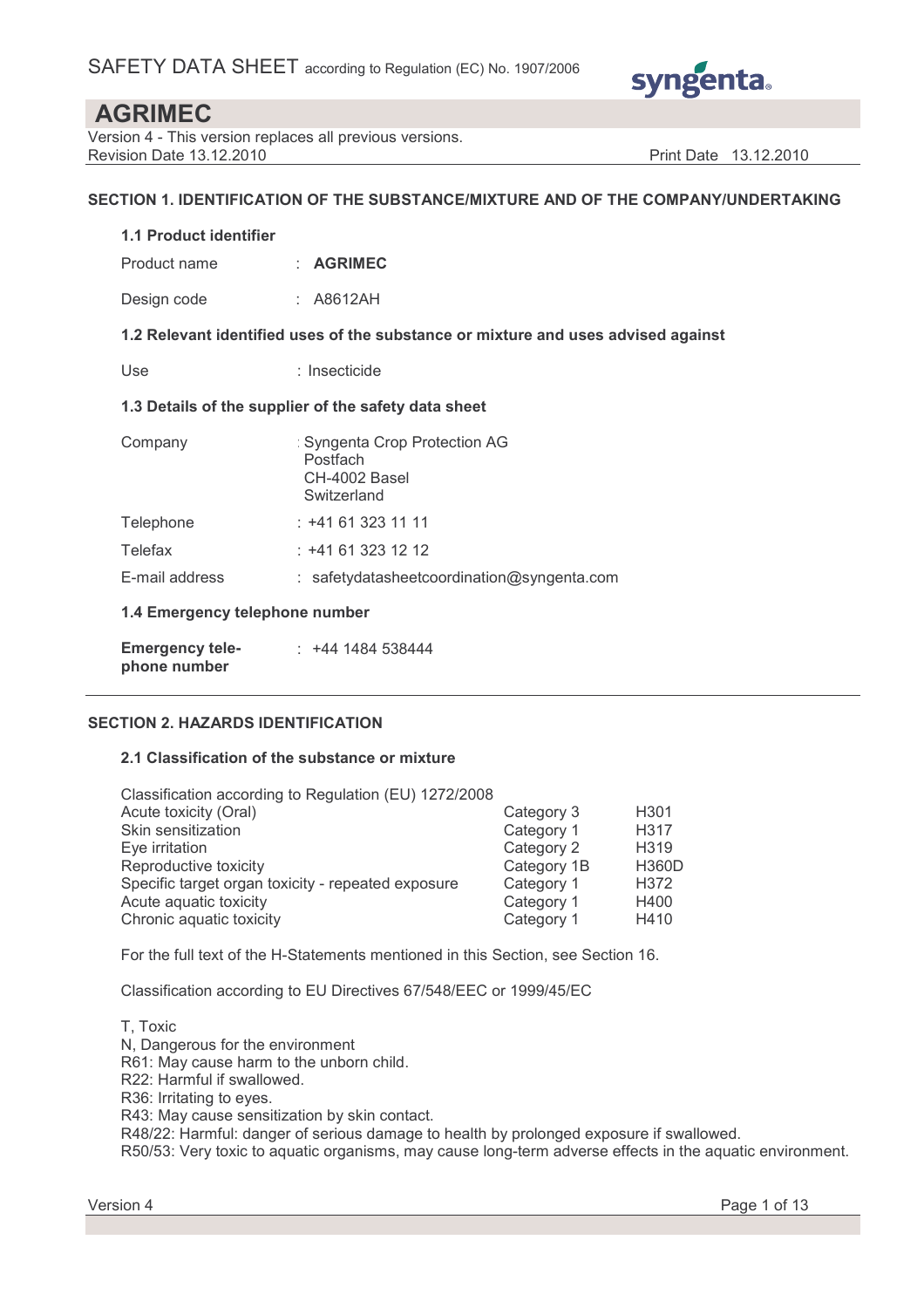# SAFETY DATA SHEET according to Regulation (EC) No. 1907/2006

## AGRIMEC

Version 4 - This version replaces all previous versions.
Revision Date 13.12.2010 Print Date 13.12.2010

### SECTION 1. IDENTIFICATION OF THE SUBSTANCE/MIXTURE AND OF THE COMPANY/UNDERTAKING

**1.1 Product identifier**

Product name : **AGRIMEC**

Design code : A8612AH

**1.2 Relevant identified uses of the substance or mixture and uses advised against**

Use : Insecticide

**1.3 Details of the supplier of the safety data sheet**

Company : Syngenta Crop Protection AG
Postfach
CH-4002 Basel
Switzerland

Telephone : +41 61 323 11 11

Telefax : +41 61 323 12 12

E-mail address : safetydatasheetcoordination@syngenta.com

**1.4 Emergency telephone number**

**Emergency telephone number** : +44 1484 538444

### SECTION 2. HAZARDS IDENTIFICATION

**2.1 Classification of the substance or mixture**

| Classification according to Regulation (EU) 1272/2008 | | |
|---|---|---|
| Acute toxicity (Oral) | Category 3 | H301 |
| Skin sensitization | Category 1 | H317 |
| Eye irritation | Category 2 | H319 |
| Reproductive toxicity | Category 1B | H360D |
| Specific target organ toxicity - repeated exposure | Category 1 | H372 |
| Acute aquatic toxicity | Category 1 | H400 |
| Chronic aquatic toxicity | Category 1 | H410 |

For the full text of the H-Statements mentioned in this Section, see Section 16.

Classification according to EU Directives 67/548/EEC or 1999/45/EC

T, Toxic
N, Dangerous for the environment
R61: May cause harm to the unborn child.
R22: Harmful if swallowed.
R36: Irritating to eyes.
R43: May cause sensitization by skin contact.
R48/22: Harmful: danger of serious damage to health by prolonged exposure if swallowed.
R50/53: Very toxic to aquatic organisms, may cause long-term adverse effects in the aquatic environment.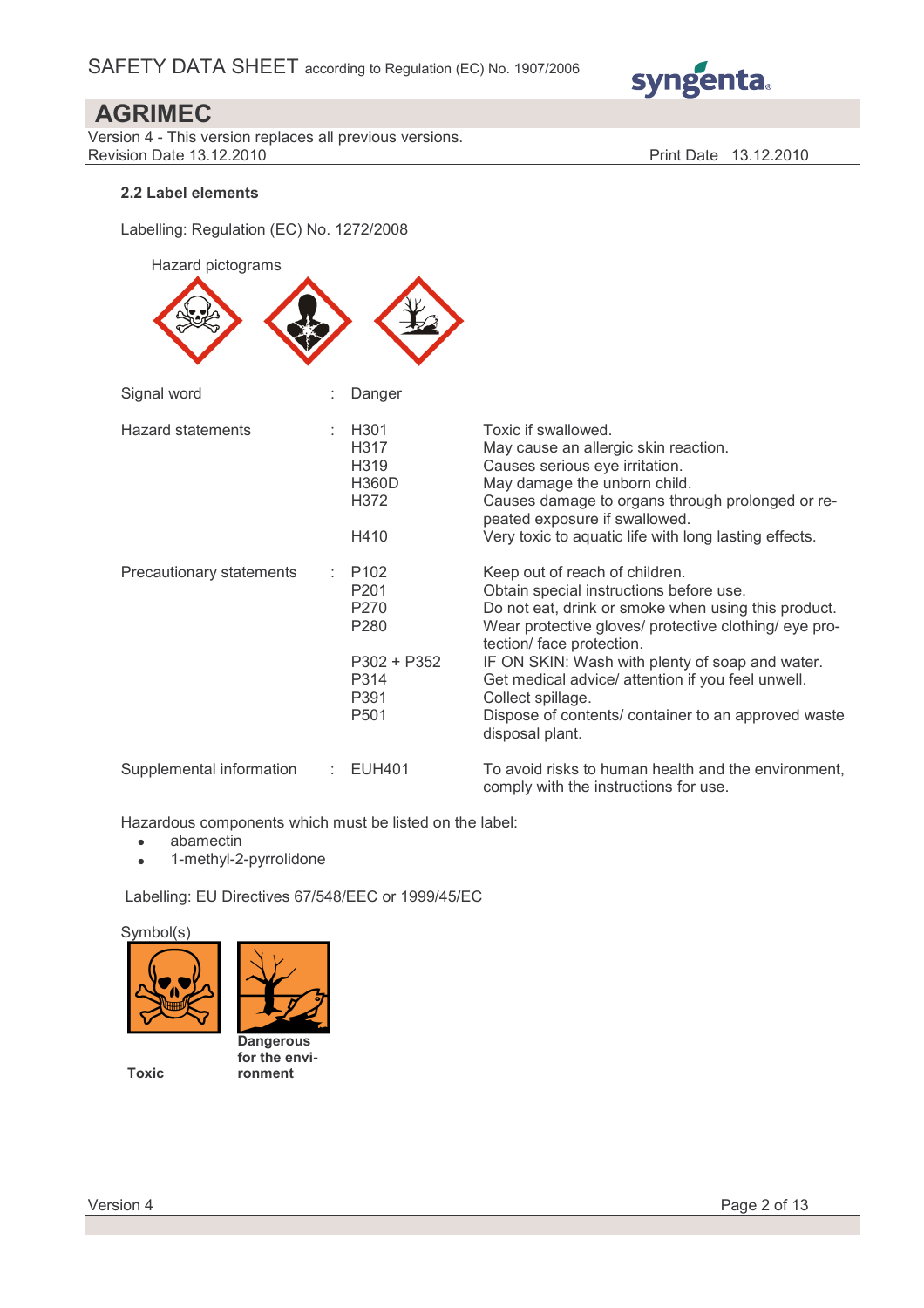### 2.2 Label elements

Labelling: Regulation (EC) No. 1272/2008

Hazard pictograms

| | | |
|---|---|---|
| Signal word | : | Danger |

| | | |
|---|---|---|
| Hazard statements | H301 | Toxic if swallowed. |
| | H317 | May cause an allergic skin reaction. |
| | H319 | Causes serious eye irritation. |
| | H360D | May damage the unborn child. |
| | H372 | Causes damage to organs through prolonged or repeated exposure if swallowed. |
| | H410 | Very toxic to aquatic life with long lasting effects. |
| Precautionary statements | P102 | Keep out of reach of children. |
| | P201 | Obtain special instructions before use. |
| | P270 | Do not eat, drink or smoke when using this product. |
| | P280 | Wear protective gloves/ protective clothing/ eye protection/ face protection. |
| | P302 + P352 | IF ON SKIN: Wash with plenty of soap and water. |
| | P314 | Get medical advice/ attention if you feel unwell. |
| | P391 | Collect spillage. |
| | P501 | Dispose of contents/ container to an approved waste disposal plant. |
| Supplemental information | EUH401 | To avoid risks to human health and the environment, comply with the instructions for use. |

Hazardous components which must be listed on the label:

- abamectin
- 1-methyl-2-pyrrolidone

Labelling: EU Directives 67/548/EEC or 1999/45/EC

Symbol(s)

**Toxic**

**Dangerous for the environment**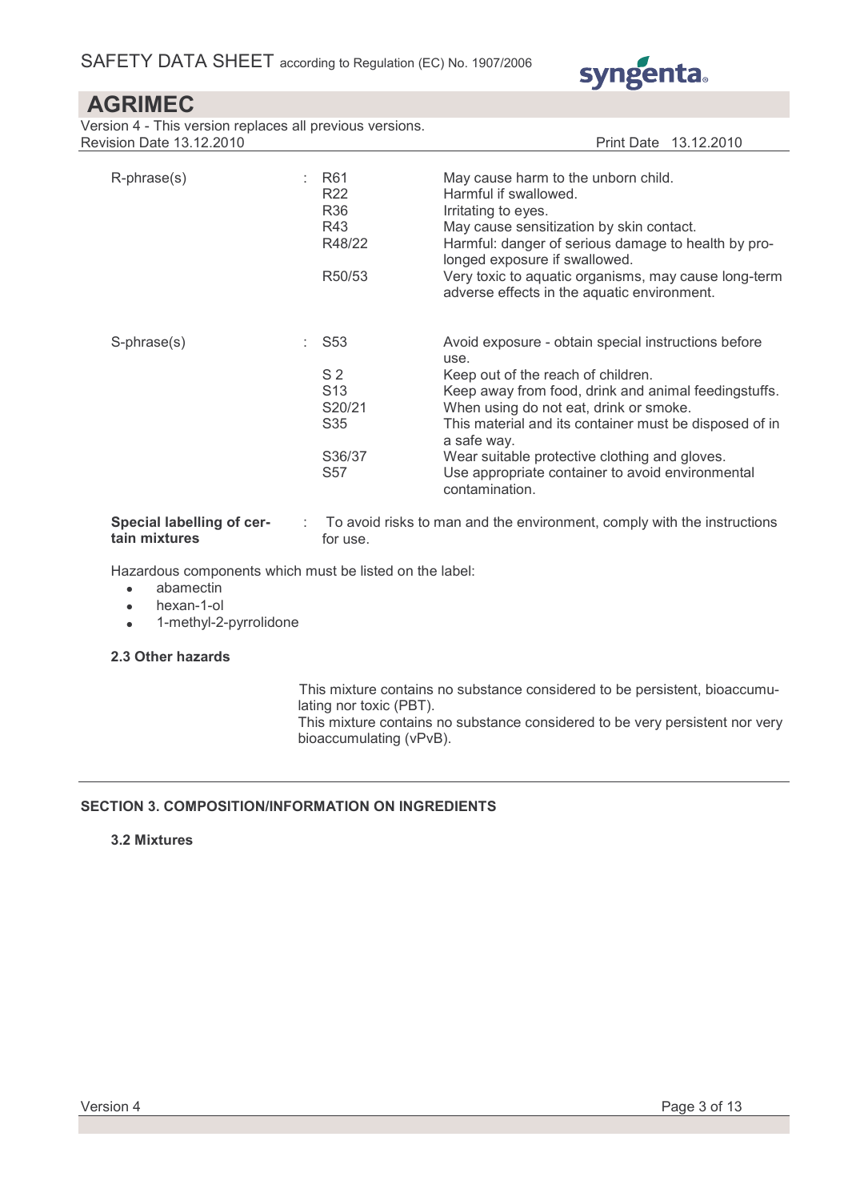| | | |
|---|---|---|
| R-phrase(s) | : R61 | May cause harm to the unborn child. |
| | R22 | Harmful if swallowed. |
| | R36 | Irritating to eyes. |
| | R43 | May cause sensitization by skin contact. |
| | R48/22 | Harmful: danger of serious damage to health by prolonged exposure if swallowed. |
| | R50/53 | Very toxic to aquatic organisms, may cause long-term adverse effects in the aquatic environment. |
| S-phrase(s) | : S53 | Avoid exposure - obtain special instructions before use. |
| | S 2 | Keep out of the reach of children. |
| | S13 | Keep away from food, drink and animal feedingstuffs. |
| | S20/21 | When using do not eat, drink or smoke. |
| | S35 | This material and its container must be disposed of in a safe way. |
| | S36/37 | Wear suitable protective clothing and gloves. |
| | S57 | Use appropriate container to avoid environmental contamination. |

**Special labelling of certain mixtures** : To avoid risks to man and the environment, comply with the instructions for use.

Hazardous components which must be listed on the label:

- abamectin
- hexan-1-ol
- 1-methyl-2-pyrrolidone

### 2.3 Other hazards

This mixture contains no substance considered to be persistent, bioaccumulating nor toxic (PBT).
This mixture contains no substance considered to be very persistent nor very bioaccumulating (vPvB).

## SECTION 3. COMPOSITION/INFORMATION ON INGREDIENTS

### 3.2 Mixtures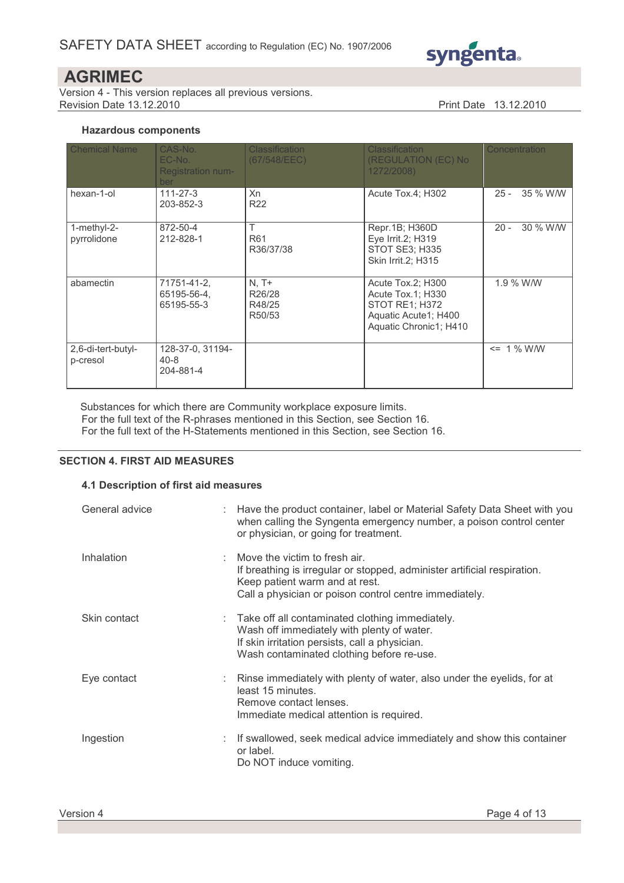### Hazardous components

| Chemical Name | CAS-No.<br>EC-No.<br>Registration number | Classification (67/548/EEC) | Classification (REGULATION (EC) No 1272/2008) | Concentration |
|---|---|---|---|---|
| hexan-1-ol | 111-27-3<br>203-852-3 | Xn<br>R22 | Acute Tox.4; H302 | 25 - 35 % W/W |
| 1-methyl-2-pyrrolidone | 872-50-4<br>212-828-1 | T<br>R61<br>R36/37/38 | Repr.1B; H360D<br>Eye Irrit.2; H319<br>STOT SE3; H335<br>Skin Irrit.2; H315 | 20 - 30 % W/W |
| abamectin | 71751-41-2,<br>65195-56-4,<br>65195-55-3 | N, T+<br>R26/28<br>R48/25<br>R50/53 | Acute Tox.2; H300<br>Acute Tox.1; H330<br>STOT RE1; H372<br>Aquatic Acute1; H400<br>Aquatic Chronic1; H410 | 1.9 % W/W |
| 2,6-di-tert-butyl-p-cresol | 128-37-0, 31194-40-8<br>204-881-4 | | | <= 1 % W/W |

Substances for which there are Community workplace exposure limits.
For the full text of the R-phrases mentioned in this Section, see Section 16.
For the full text of the H-Statements mentioned in this Section, see Section 16.

## SECTION 4. FIRST AID MEASURES

### 4.1 Description of first aid measures

General advice : Have the product container, label or Material Safety Data Sheet with you when calling the Syngenta emergency number, a poison control center or physician, or going for treatment.

Inhalation : Move the victim to fresh air.
If breathing is irregular or stopped, administer artificial respiration.
Keep patient warm and at rest.
Call a physician or poison control centre immediately.

Skin contact : Take off all contaminated clothing immediately.
Wash off immediately with plenty of water.
If skin irritation persists, call a physician.
Wash contaminated clothing before re-use.

Eye contact : Rinse immediately with plenty of water, also under the eyelids, for at least 15 minutes.
Remove contact lenses.
Immediate medical attention is required.

Ingestion : If swallowed, seek medical advice immediately and show this container or label.
Do NOT induce vomiting.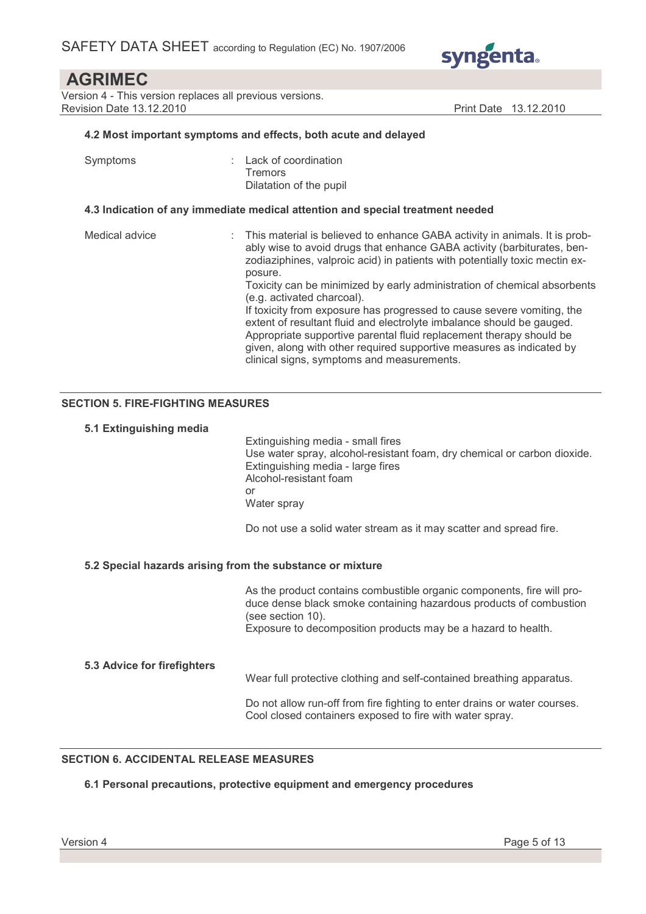#### 4.2 Most important symptoms and effects, both acute and delayed

Symptoms : Lack of coordination
Tremors
Dilatation of the pupil

#### 4.3 Indication of any immediate medical attention and special treatment needed

Medical advice : This material is believed to enhance GABA activity in animals. It is probably wise to avoid drugs that enhance GABA activity (barbiturates, benzodiaziphines, valproic acid) in patients with potentially toxic mectin exposure.
Toxicity can be minimized by early administration of chemical absorbents (e.g. activated charcoal).
If toxicity from exposure has progressed to cause severe vomiting, the extent of resultant fluid and electrolyte imbalance should be gauged. Appropriate supportive parental fluid replacement therapy should be given, along with other required supportive measures as indicated by clinical signs, symptoms and measurements.

## SECTION 5. FIRE-FIGHTING MEASURES

#### 5.1 Extinguishing media

Extinguishing media - small fires
Use water spray, alcohol-resistant foam, dry chemical or carbon dioxide.
Extinguishing media - large fires
Alcohol-resistant foam
or
Water spray

Do not use a solid water stream as it may scatter and spread fire.

#### 5.2 Special hazards arising from the substance or mixture

As the product contains combustible organic components, fire will produce dense black smoke containing hazardous products of combustion (see section 10).
Exposure to decomposition products may be a hazard to health.

#### 5.3 Advice for firefighters

Wear full protective clothing and self-contained breathing apparatus.

Do not allow run-off from fire fighting to enter drains or water courses.
Cool closed containers exposed to fire with water spray.

## SECTION 6. ACCIDENTAL RELEASE MEASURES

#### 6.1 Personal precautions, protective equipment and emergency procedures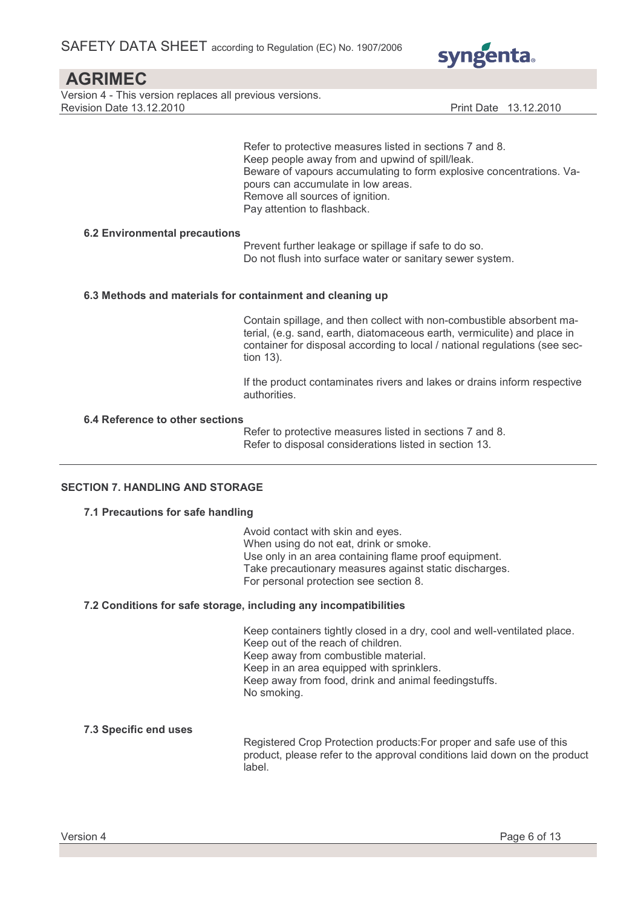Refer to protective measures listed in sections 7 and 8.
Keep people away from and upwind of spill/leak.
Beware of vapours accumulating to form explosive concentrations. Vapours can accumulate in low areas.
Remove all sources of ignition.
Pay attention to flashback.

### 6.2 Environmental precautions

Prevent further leakage or spillage if safe to do so.
Do not flush into surface water or sanitary sewer system.

### 6.3 Methods and materials for containment and cleaning up

Contain spillage, and then collect with non-combustible absorbent material, (e.g. sand, earth, diatomaceous earth, vermiculite) and place in container for disposal according to local / national regulations (see section 13).

If the product contaminates rivers and lakes or drains inform respective authorities.

### 6.4 Reference to other sections

Refer to protective measures listed in sections 7 and 8.
Refer to disposal considerations listed in section 13.

## SECTION 7. HANDLING AND STORAGE

### 7.1 Precautions for safe handling

Avoid contact with skin and eyes.
When using do not eat, drink or smoke.
Use only in an area containing flame proof equipment.
Take precautionary measures against static discharges.
For personal protection see section 8.

### 7.2 Conditions for safe storage, including any incompatibilities

Keep containers tightly closed in a dry, cool and well-ventilated place.
Keep out of the reach of children.
Keep away from combustible material.
Keep in an area equipped with sprinklers.
Keep away from food, drink and animal feedingstuffs.
No smoking.

### 7.3 Specific end uses

Registered Crop Protection products:For proper and safe use of this product, please refer to the approval conditions laid down on the product label.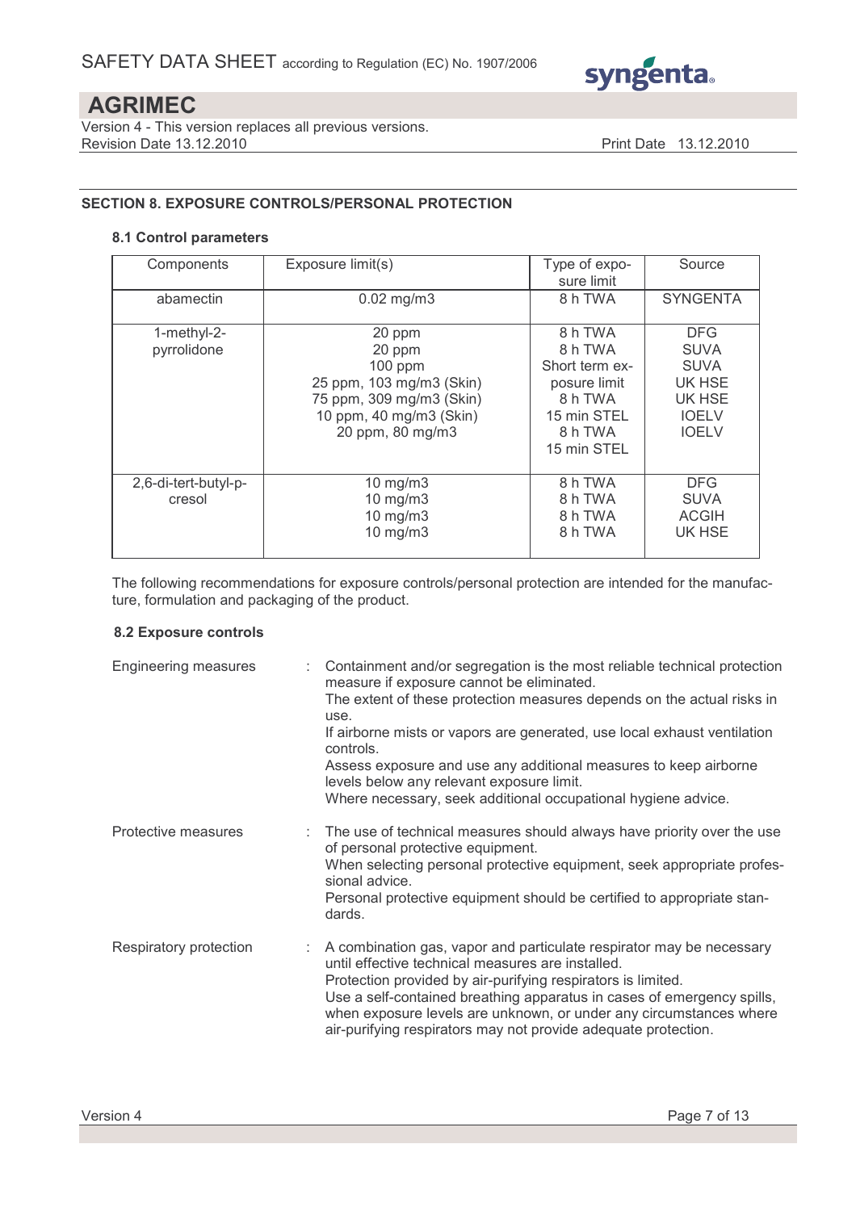## SECTION 8. EXPOSURE CONTROLS/PERSONAL PROTECTION

### 8.1 Control parameters

| Components | Exposure limit(s) | Type of exposure limit | Source |
|---|---|---|---|
| abamectin | 0.02 mg/m3 | 8 h TWA | SYNGENTA |
| 1-methyl-2-pyrrolidone | 20 ppm | 8 h TWA | DFG |
| | 20 ppm | 8 h TWA | SUVA |
| | 100 ppm | Short term exposure limit | SUVA |
| | 25 ppm, 103 mg/m3 (Skin) | 8 h TWA | UK HSE |
| | 75 ppm, 309 mg/m3 (Skin) | 15 min STEL | UK HSE |
| | 10 ppm, 40 mg/m3 (Skin) | 8 h TWA | IOELV |
| | 20 ppm, 80 mg/m3 | 15 min STEL | IOELV |
| 2,6-di-tert-butyl-p-cresol | 10 mg/m3 | 8 h TWA | DFG |
| | 10 mg/m3 | 8 h TWA | SUVA |
| | 10 mg/m3 | 8 h TWA | ACGIH |
| | 10 mg/m3 | 8 h TWA | UK HSE |

The following recommendations for exposure controls/personal protection are intended for the manufacture, formulation and packaging of the product.

### 8.2 Exposure controls

**Engineering measures** : Containment and/or segregation is the most reliable technical protection measure if exposure cannot be eliminated.
The extent of these protection measures depends on the actual risks in use.
If airborne mists or vapors are generated, use local exhaust ventilation controls.
Assess exposure and use any additional measures to keep airborne levels below any relevant exposure limit.
Where necessary, seek additional occupational hygiene advice.

**Protective measures** : The use of technical measures should always have priority over the use of personal protective equipment.
When selecting personal protective equipment, seek appropriate professional advice.
Personal protective equipment should be certified to appropriate standards.

**Respiratory protection** : A combination gas, vapor and particulate respirator may be necessary until effective technical measures are installed.
Protection provided by air-purifying respirators is limited.
Use a self-contained breathing apparatus in cases of emergency spills, when exposure levels are unknown, or under any circumstances where air-purifying respirators may not provide adequate protection.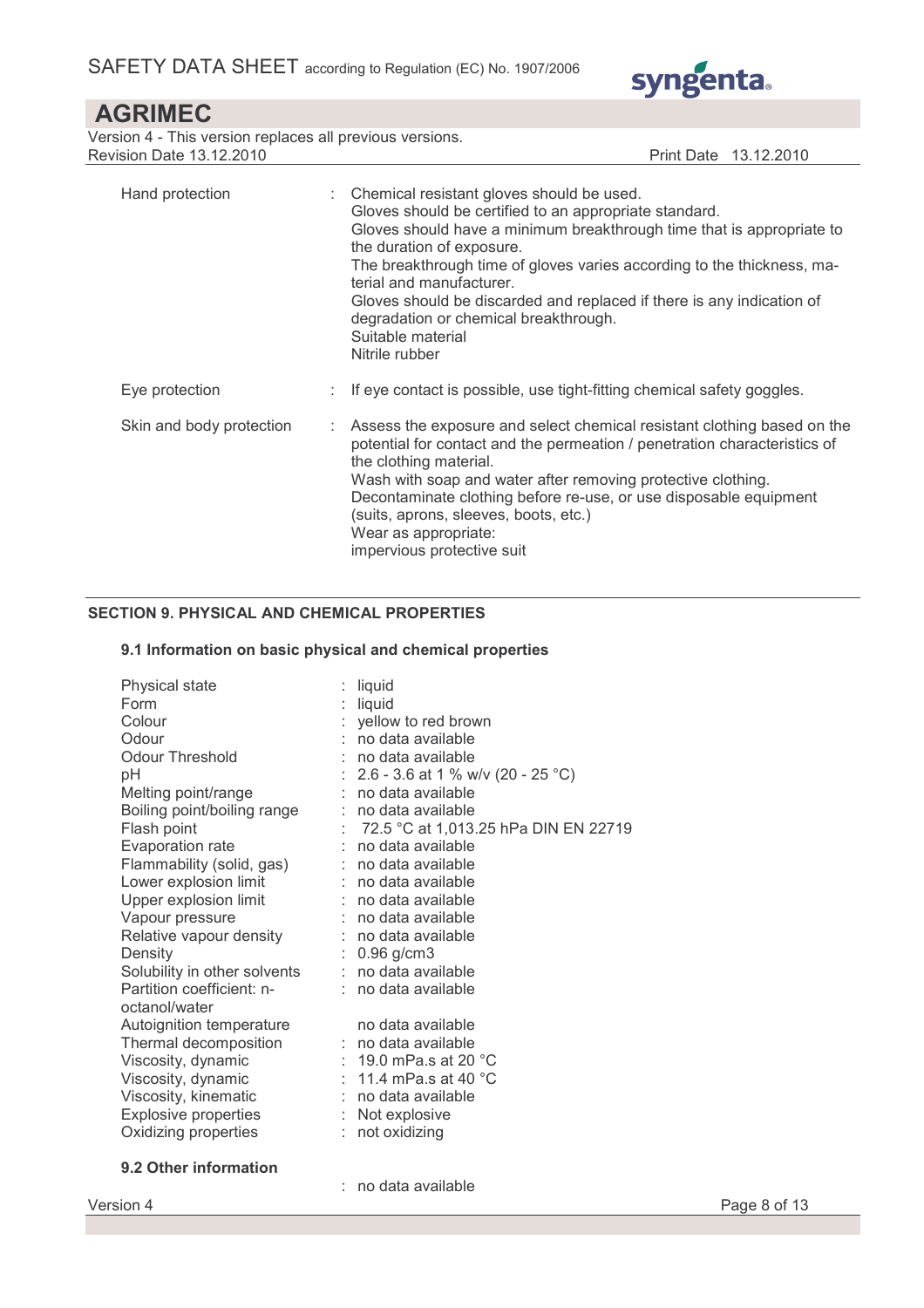| | | |
|---|---|---|
| Hand protection | : | Chemical resistant gloves should be used.<br>Gloves should be certified to an appropriate standard.<br>Gloves should have a minimum breakthrough time that is appropriate to the duration of exposure.<br>The breakthrough time of gloves varies according to the thickness, material and manufacturer.<br>Gloves should be discarded and replaced if there is any indication of degradation or chemical breakthrough.<br>Suitable material<br>Nitrile rubber |
| Eye protection | : | If eye contact is possible, use tight-fitting chemical safety goggles. |
| Skin and body protection | : | Assess the exposure and select chemical resistant clothing based on the potential for contact and the permeation / penetration characteristics of the clothing material.<br>Wash with soap and water after removing protective clothing.<br>Decontaminate clothing before re-use, or use disposable equipment (suits, aprons, sleeves, boots, etc.)<br>Wear as appropriate:<br>impervious protective suit |

## SECTION 9. PHYSICAL AND CHEMICAL PROPERTIES

### 9.1 Information on basic physical and chemical properties

| | | |
|---|---|---|
| Physical state | : | liquid |
| Form | : | liquid |
| Colour | : | yellow to red brown |
| Odour | : | no data available |
| Odour Threshold | : | no data available |
| pH | : | 2.6 - 3.6 at 1 % w/v (20 - 25 °C) |
| Melting point/range | : | no data available |
| Boiling point/boiling range | : | no data available |
| Flash point | : | 72.5 °C at 1,013.25 hPa DIN EN 22719 |
| Evaporation rate | : | no data available |
| Flammability (solid, gas) | : | no data available |
| Lower explosion limit | : | no data available |
| Upper explosion limit | : | no data available |
| Vapour pressure | : | no data available |
| Relative vapour density | : | no data available |
| Density | : | 0.96 g/cm3 |
| Solubility in other solvents | : | no data available |
| Partition coefficient: n-octanol/water | : | no data available |
| Autoignition temperature | | no data available |
| Thermal decomposition | : | no data available |
| Viscosity, dynamic | : | 19.0 mPa.s at 20 °C |
| Viscosity, dynamic | : | 11.4 mPa.s at 40 °C |
| Viscosity, kinematic | : | no data available |
| Explosive properties | : | Not explosive |
| Oxidizing properties | : | not oxidizing |

### 9.2 Other information

: no data available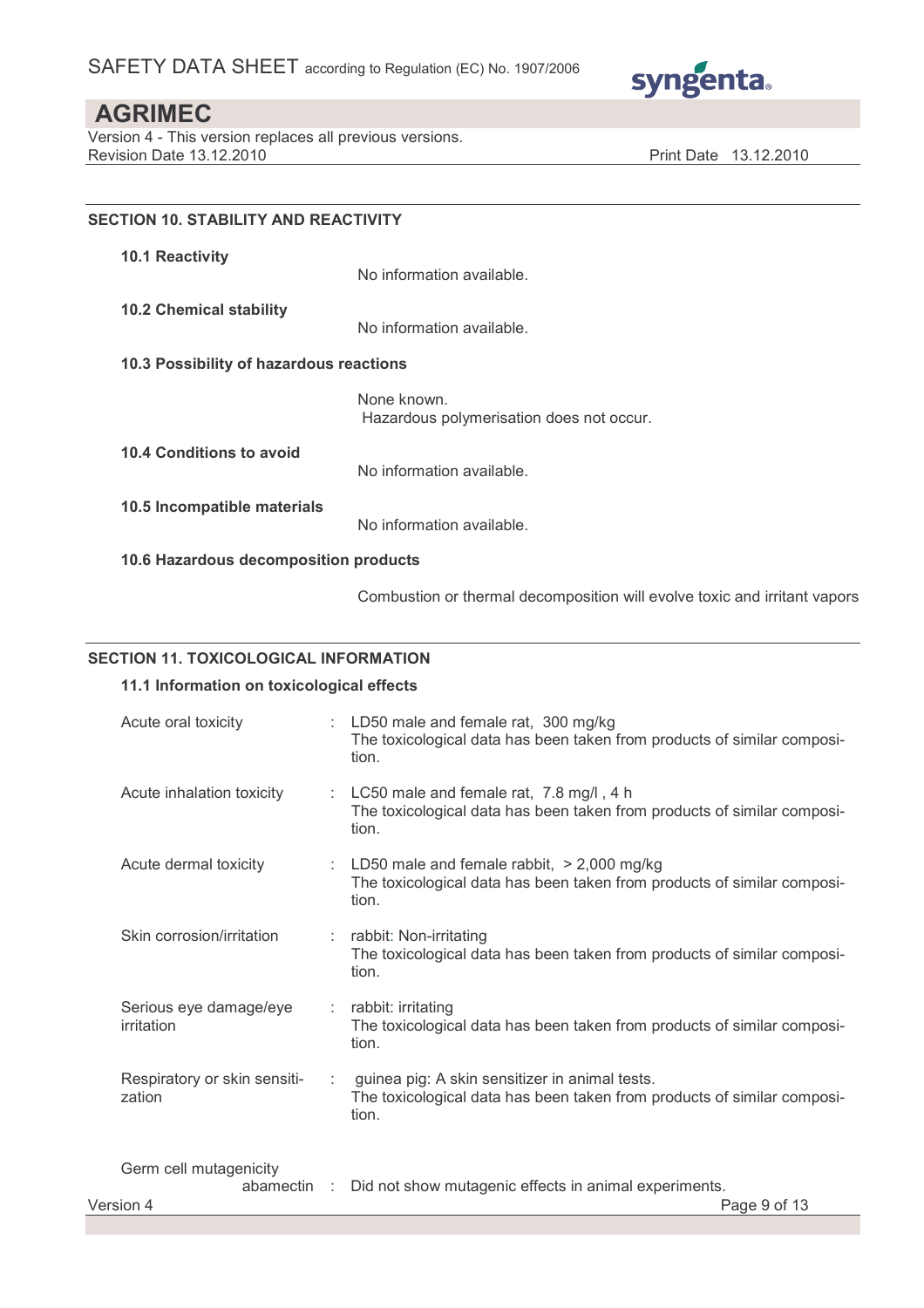## SECTION 10. STABILITY AND REACTIVITY

**10.1 Reactivity**

No information available.

**10.2 Chemical stability**

No information available.

**10.3 Possibility of hazardous reactions**

None known.
Hazardous polymerisation does not occur.

**10.4 Conditions to avoid**

No information available.

**10.5 Incompatible materials**

No information available.

**10.6 Hazardous decomposition products**

Combustion or thermal decomposition will evolve toxic and irritant vapors

## SECTION 11. TOXICOLOGICAL INFORMATION

**11.1 Information on toxicological effects**

| | | |
|---|---|---|
| Acute oral toxicity | : | LD50 male and female rat, 300 mg/kg<br>The toxicological data has been taken from products of similar composition. |
| Acute inhalation toxicity | : | LC50 male and female rat, 7.8 mg/l , 4 h<br>The toxicological data has been taken from products of similar composition. |
| Acute dermal toxicity | : | LD50 male and female rabbit, > 2,000 mg/kg<br>The toxicological data has been taken from products of similar composition. |
| Skin corrosion/irritation | : | rabbit: Non-irritating<br>The toxicological data has been taken from products of similar composition. |
| Serious eye damage/eye irritation | : | rabbit: irritating<br>The toxicological data has been taken from products of similar composition. |
| Respiratory or skin sensitization | : | guinea pig: A skin sensitizer in animal tests.<br>The toxicological data has been taken from products of similar composition. |
| Germ cell mutagenicity<br>abamectin | : | Did not show mutagenic effects in animal experiments. |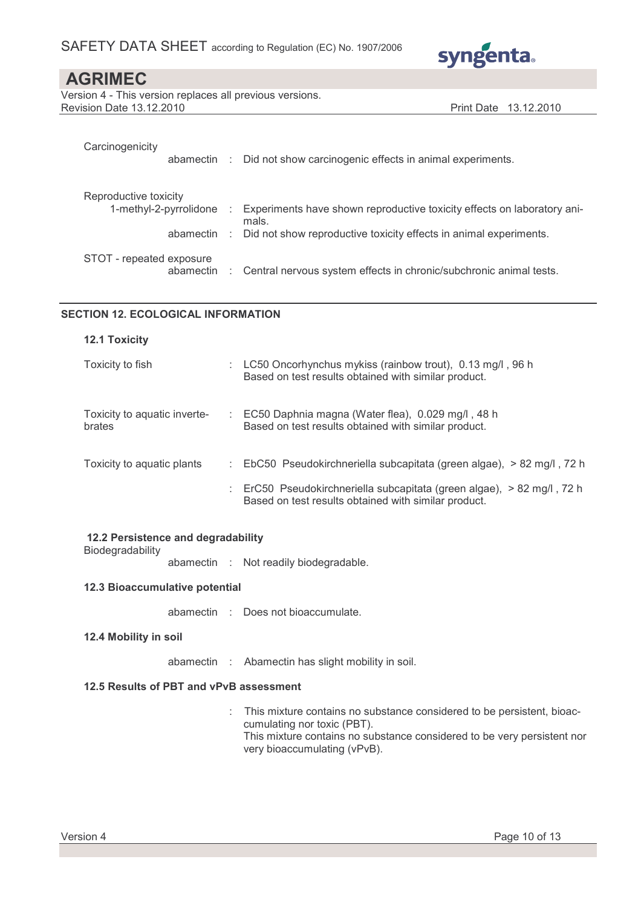Carcinogenicity

| | | |
|---|---|---|
| abamectin | : | Did not show carcinogenic effects in animal experiments. |

Reproductive toxicity

| | | |
|---|---|---|
| 1-methyl-2-pyrrolidone | : | Experiments have shown reproductive toxicity effects on laboratory animals. |
| abamectin | : | Did not show reproductive toxicity effects in animal experiments. |

STOT - repeated exposure

| | | |
|---|---|---|
| abamectin | : | Central nervous system effects in chronic/subchronic animal tests. |

## SECTION 12. ECOLOGICAL INFORMATION

### 12.1 Toxicity

| | | |
|---|---|---|
| Toxicity to fish | : | LC50 Oncorhynchus mykiss (rainbow trout), 0.13 mg/l , 96 h<br>Based on test results obtained with similar product. |
| Toxicity to aquatic invertebrates | : | EC50 Daphnia magna (Water flea), 0.029 mg/l , 48 h<br>Based on test results obtained with similar product. |
| Toxicity to aquatic plants | : | EbC50 Pseudokirchneriella subcapitata (green algae), > 82 mg/l , 72 h |
| | : | ErC50 Pseudokirchneriella subcapitata (green algae), > 82 mg/l , 72 h<br>Based on test results obtained with similar product. |

### 12.2 Persistence and degradability

Biodegradability

| | | |
|---|---|---|
| abamectin | : | Not readily biodegradable. |

### 12.3 Bioaccumulative potential

| | | |
|---|---|---|
| abamectin | : | Does not bioaccumulate. |

### 12.4 Mobility in soil

| | | |
|---|---|---|
| abamectin | : | Abamectin has slight mobility in soil. |

### 12.5 Results of PBT and vPvB assessment

: This mixture contains no substance considered to be persistent, bioaccumulating nor toxic (PBT).
This mixture contains no substance considered to be very persistent nor very bioaccumulating (vPvB).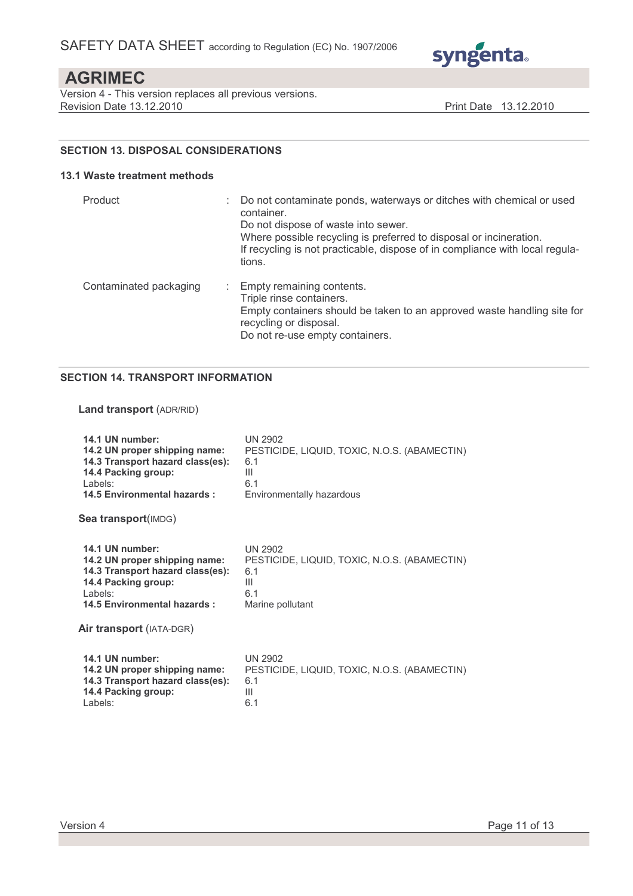## SECTION 13. DISPOSAL CONSIDERATIONS

### 13.1 Waste treatment methods

| | |
|---|---|
| Product | Do not contaminate ponds, waterways or ditches with chemical or used container.<br>Do not dispose of waste into sewer.<br>Where possible recycling is preferred to disposal or incineration.<br>If recycling is not practicable, dispose of in compliance with local regulations. |
| Contaminated packaging | Empty remaining contents.<br>Triple rinse containers.<br>Empty containers should be taken to an approved waste handling site for recycling or disposal.<br>Do not re-use empty containers. |

## SECTION 14. TRANSPORT INFORMATION

**Land transport** (ADR/RID)

| | |
|---|---|
| **14.1 UN number:** | UN 2902 |
| **14.2 UN proper shipping name:** | PESTICIDE, LIQUID, TOXIC, N.O.S. (ABAMECTIN) |
| **14.3 Transport hazard class(es):** | 6.1 |
| **14.4 Packing group:** | III |
| Labels: | 6.1 |
| **14.5 Environmental hazards :** | Environmentally hazardous |

**Sea transport**(IMDG)

| | |
|---|---|
| **14.1 UN number:** | UN 2902 |
| **14.2 UN proper shipping name:** | PESTICIDE, LIQUID, TOXIC, N.O.S. (ABAMECTIN) |
| **14.3 Transport hazard class(es):** | 6.1 |
| **14.4 Packing group:** | III |
| Labels: | 6.1 |
| **14.5 Environmental hazards :** | Marine pollutant |

**Air transport** (IATA-DGR)

| | |
|---|---|
| **14.1 UN number:** | UN 2902 |
| **14.2 UN proper shipping name:** | PESTICIDE, LIQUID, TOXIC, N.O.S. (ABAMECTIN) |
| **14.3 Transport hazard class(es):** | 6.1 |
| **14.4 Packing group:** | III |
| Labels: | 6.1 |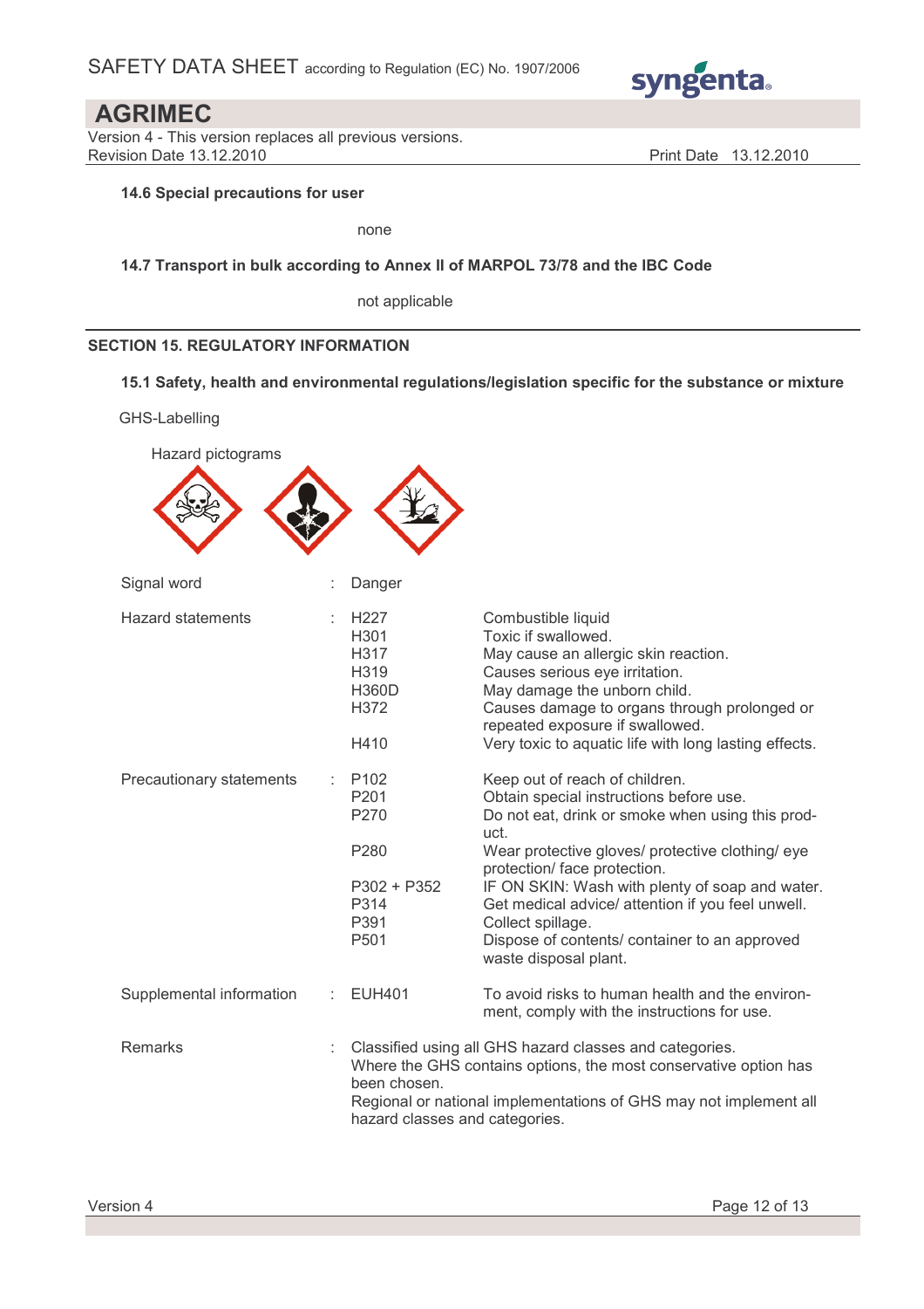**14.6 Special precautions for user**

none

**14.7 Transport in bulk according to Annex II of MARPOL 73/78 and the IBC Code**

not applicable

## SECTION 15. REGULATORY INFORMATION

**15.1 Safety, health and environmental regulations/legislation specific for the substance or mixture**

GHS-Labelling

Hazard pictograms

| | | | |
|---|---|---|---|
| Signal word | : | Danger | |
| Hazard statements | : | H227 | Combustible liquid |
| | | H301 | Toxic if swallowed. |
| | | H317 | May cause an allergic skin reaction. |
| | | H319 | Causes serious eye irritation. |
| | | H360D | May damage the unborn child. |
| | | H372 | Causes damage to organs through prolonged or repeated exposure if swallowed. |
| | | H410 | Very toxic to aquatic life with long lasting effects. |
| Precautionary statements | : | P102 | Keep out of reach of children. |
| | | P201 | Obtain special instructions before use. |
| | | P270 | Do not eat, drink or smoke when using this product. |
| | | P280 | Wear protective gloves/ protective clothing/ eye protection/ face protection. |
| | | P302 + P352 | IF ON SKIN: Wash with plenty of soap and water. |
| | | P314 | Get medical advice/ attention if you feel unwell. |
| | | P391 | Collect spillage. |
| | | P501 | Dispose of contents/ container to an approved waste disposal plant. |
| Supplemental information | : | EUH401 | To avoid risks to human health and the environment, comply with the instructions for use. |
| Remarks | : | Classified using all GHS hazard classes and categories. Where the GHS contains options, the most conservative option has been chosen. Regional or national implementations of GHS may not implement all hazard classes and categories. | |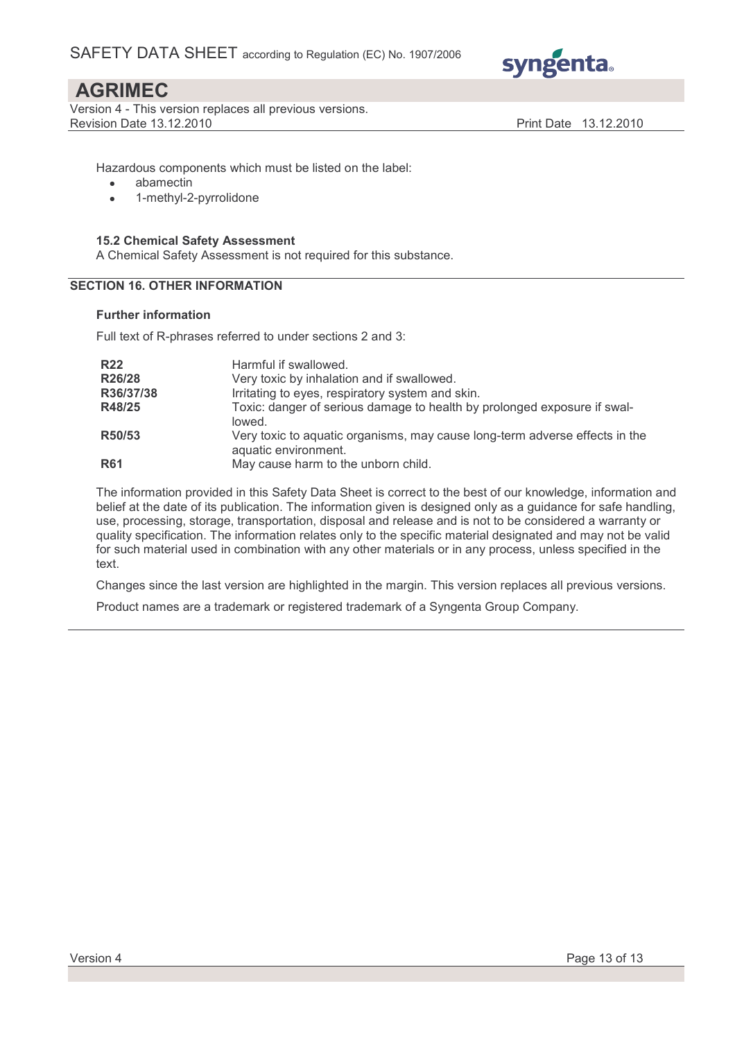Hazardous components which must be listed on the label:

- abamectin
- 1-methyl-2-pyrrolidone

### 15.2 Chemical Safety Assessment

A Chemical Safety Assessment is not required for this substance.

## SECTION 16. OTHER INFORMATION

### Further information

Full text of R-phrases referred to under sections 2 and 3:

| | |
|---|---|
| **R22** | Harmful if swallowed. |
| **R26/28** | Very toxic by inhalation and if swallowed. |
| **R36/37/38** | Irritating to eyes, respiratory system and skin. |
| **R48/25** | Toxic: danger of serious damage to health by prolonged exposure if swallowed. |
| **R50/53** | Very toxic to aquatic organisms, may cause long-term adverse effects in the aquatic environment. |
| **R61** | May cause harm to the unborn child. |

The information provided in this Safety Data Sheet is correct to the best of our knowledge, information and belief at the date of its publication. The information given is designed only as a guidance for safe handling, use, processing, storage, transportation, disposal and release and is not to be considered a warranty or quality specification. The information relates only to the specific material designated and may not be valid for such material used in combination with any other materials or in any process, unless specified in the text.

Changes since the last version are highlighted in the margin. This version replaces all previous versions.

Product names are a trademark or registered trademark of a Syngenta Group Company.